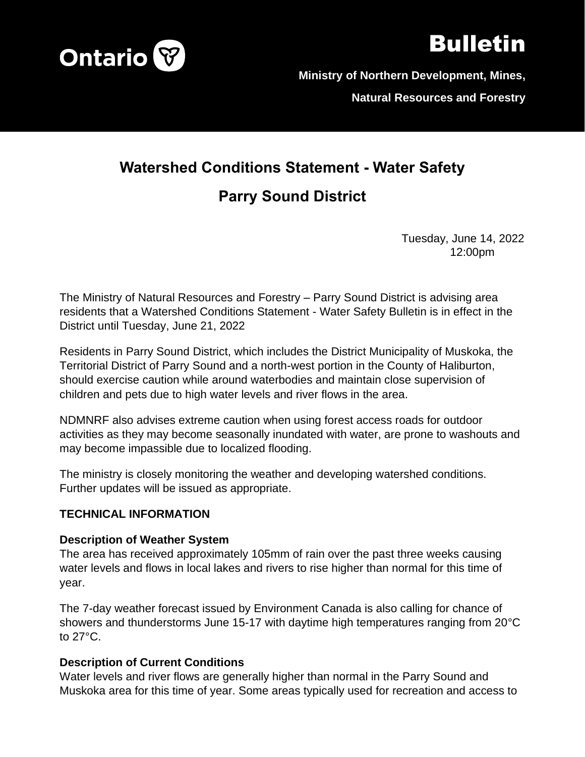Ontario

# Bulletin

**Ministry of Northern Development, Mines,**

**Natural Resources and Forestry**

## Watershed Conditions Statement - Water Safety

## Parry Sound District

Tuesday, June 14, 2022
12:00pm

The Ministry of Natural Resources and Forestry – Parry Sound District is advising area residents that a Watershed Conditions Statement - Water Safety Bulletin is in effect in the District until Tuesday, June 21, 2022

Residents in Parry Sound District, which includes the District Municipality of Muskoka, the Territorial District of Parry Sound and a north-west portion in the County of Haliburton, should exercise caution while around waterbodies and maintain close supervision of children and pets due to high water levels and river flows in the area.

NDMNRF also advises extreme caution when using forest access roads for outdoor activities as they may become seasonally inundated with water, are prone to washouts and may become impassible due to localized flooding.

The ministry is closely monitoring the weather and developing watershed conditions. Further updates will be issued as appropriate.

**TECHNICAL INFORMATION**

**Description of Weather System**

The area has received approximately 105mm of rain over the past three weeks causing water levels and flows in local lakes and rivers to rise higher than normal for this time of year.

The 7-day weather forecast issued by Environment Canada is also calling for chance of showers and thunderstorms June 15-17 with daytime high temperatures ranging from 20°C to 27°C.

**Description of Current Conditions**

Water levels and river flows are generally higher than normal in the Parry Sound and Muskoka area for this time of year. Some areas typically used for recreation and access to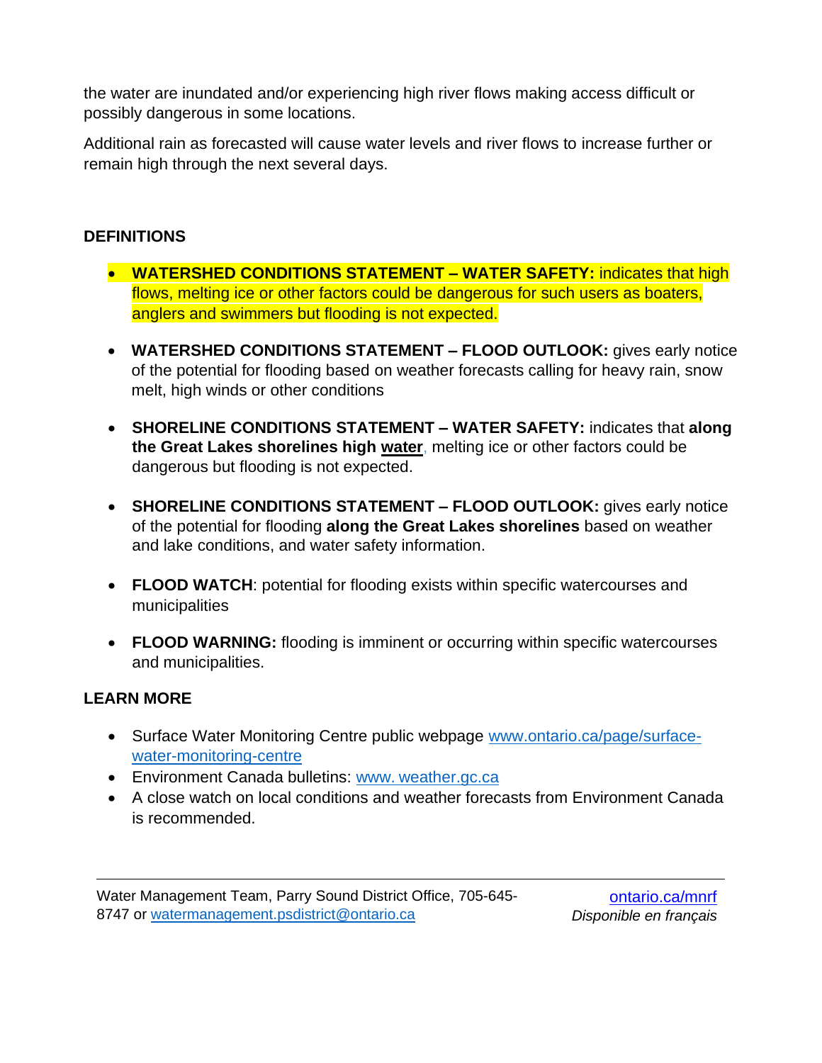the water are inundated and/or experiencing high river flows making access difficult or possibly dangerous in some locations.

Additional rain as forecasted will cause water levels and river flows to increase further or remain high through the next several days.

## DEFINITIONS

- **WATERSHED CONDITIONS STATEMENT – WATER SAFETY:** indicates that high flows, melting ice or other factors could be dangerous for such users as boaters, anglers and swimmers but flooding is not expected.
- **WATERSHED CONDITIONS STATEMENT – FLOOD OUTLOOK:** gives early notice of the potential for flooding based on weather forecasts calling for heavy rain, snow melt, high winds or other conditions
- **SHORELINE CONDITIONS STATEMENT – WATER SAFETY:** indicates that **along the Great Lakes shorelines high water**, melting ice or other factors could be dangerous but flooding is not expected.
- **SHORELINE CONDITIONS STATEMENT – FLOOD OUTLOOK:** gives early notice of the potential for flooding **along the Great Lakes shorelines** based on weather and lake conditions, and water safety information.
- **FLOOD WATCH**: potential for flooding exists within specific watercourses and municipalities
- **FLOOD WARNING:** flooding is imminent or occurring within specific watercourses and municipalities.

## LEARN MORE

- Surface Water Monitoring Centre public webpage www.ontario.ca/page/surface-water-monitoring-centre
- Environment Canada bulletins: www. weather.gc.ca
- A close watch on local conditions and weather forecasts from Environment Canada is recommended.

Water Management Team, Parry Sound District Office, 705-645-8747 or watermanagement.psdistrict@ontario.ca

ontario.ca/mnrf

*Disponible en français*